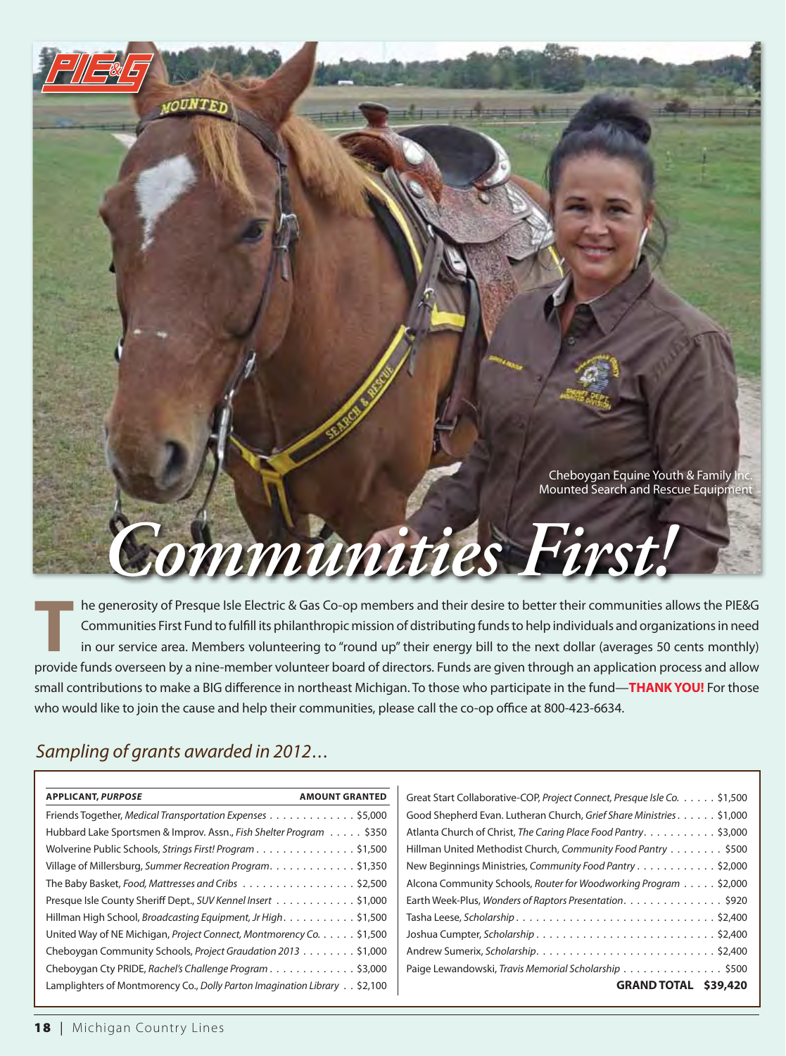# Communities First!

Cheboygan Equine Youth & Family Inc.
Mounted Search and Rescue Equipment

The generosity of Presque Isle Electric & Gas Co-op members and their desire to better their communities allows the PIE&G Communities First Fund to fulfill its philanthropic mission of distributing funds to help individuals and organizations in need in our service area. Members volunteering to "round up" their energy bill to the next dollar (averages 50 cents monthly) provide funds overseen by a nine-member volunteer board of directors. Funds are given through an application process and allow small contributions to make a BIG difference in northeast Michigan. To those who participate in the fund—**THANK YOU!** For those who would like to join the cause and help their communities, please call the co-op office at 800-423-6634.

## *Sampling of grants awarded in 2012…*

| APPLICANT, *PURPOSE* | AMOUNT GRANTED |
|---|---|
| Friends Together, *Medical Transportation Expenses* | $5,000 |
| Hubbard Lake Sportsmen & Improv. Assn., *Fish Shelter Program* | $350 |
| Wolverine Public Schools, *Strings First! Program* | $1,500 |
| Village of Millersburg, *Summer Recreation Program* | $1,350 |
| The Baby Basket, *Food, Mattresses and Cribs* | $2,500 |
| Presque Isle County Sheriff Dept., *SUV Kennel Insert* | $1,000 |
| Hillman High School, *Broadcasting Equipment, Jr High* | $1,500 |
| United Way of NE Michigan, *Project Connect, Montmorency Co.* | $1,500 |
| Cheboygan Community Schools, *Project Graudation 2013* | $1,000 |
| Cheboygan Cty PRIDE, *Rachel's Challenge Program* | $3,000 |
| Lamplighters of Montmorency Co., *Dolly Parton Imagination Library* | $2,100 |
| Great Start Collaborative-COP, *Project Connect, Presque Isle Co.* | $1,500 |
| Good Shepherd Evan. Lutheran Church, *Grief Share Ministries* | $1,000 |
| Atlanta Church of Christ, *The Caring Place Food Pantry* | $3,000 |
| Hillman United Methodist Church, *Community Food Pantry* | $500 |
| New Beginnings Ministries, *Community Food Pantry* | $2,000 |
| Alcona Community Schools, *Router for Woodworking Program* | $2,000 |
| Earth Week-Plus, *Wonders of Raptors Presentation* | $920 |
| Tasha Leese, *Scholarship* | $2,400 |
| Joshua Cumpter, *Scholarship* | $2,400 |
| Andrew Sumerix, *Scholarship* | $2,400 |
| Paige Lewandowski, *Travis Memorial Scholarship* | $500 |
| **GRAND TOTAL** | **$39,420** |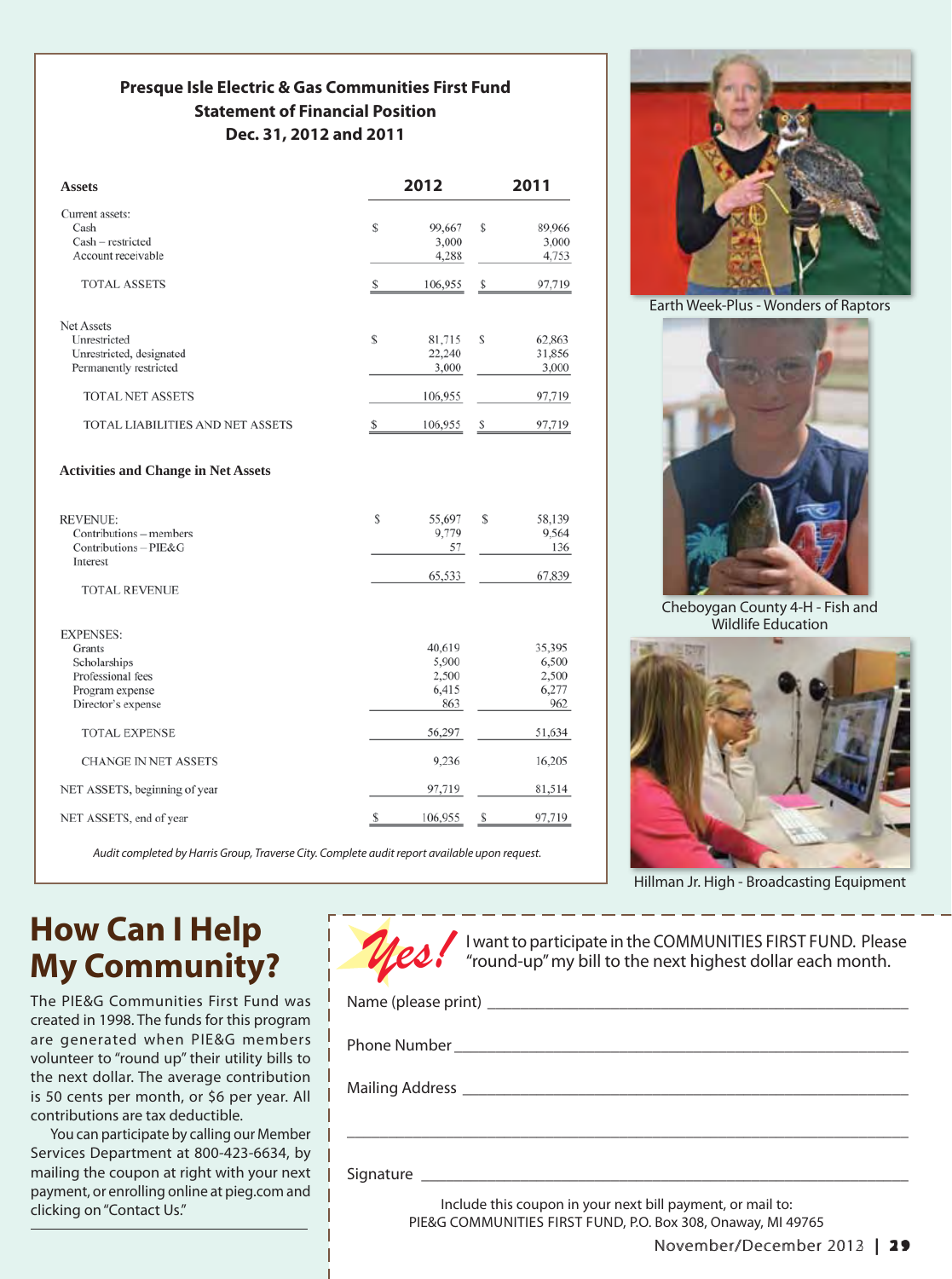## Presque Isle Electric & Gas Communities First Fund
## Statement of Financial Position
## Dec. 31, 2012 and 2011

| Assets | | 2012 | | 2011 |
|---|---|---|---|---|
| Current assets: | | | | |
| Cash | $ | 99,667 | $ | 89,966 |
| Cash – restricted | | 3,000 | | 3,000 |
| Account receivable | | 4,288 | | 4,753 |
| TOTAL ASSETS | $ | 106,955 | $ | 97,719 |
| Net Assets | | | | |
| Unrestricted | $ | 81,715 | $ | 62,863 |
| Unrestricted, designated | | 22,240 | | 31,856 |
| Permanently restricted | | 3,000 | | 3,000 |
| TOTAL NET ASSETS | | 106,955 | | 97,719 |
| TOTAL LIABILITIES AND NET ASSETS | $ | 106,955 | $ | 97,719 |

**Activities and Change in Net Assets**

| | | 2012 | | 2011 |
|---|---|---|---|---|
| REVENUE: | $ | 55,697 | $ | 58,139 |
| Contributions – members | | 9,779 | | 9,564 |
| Contributions – PIE&G | | 57 | | 136 |
| Interest | | | | |
| | | 65,533 | | 67,839 |
| TOTAL REVENUE | | | | |
| EXPENSES: | | | | |
| Grants | | 40,619 | | 35,395 |
| Scholarships | | 5,900 | | 6,500 |
| Professional fees | | 2,500 | | 2,500 |
| Program expense | | 6,415 | | 6,277 |
| Director's expense | | 863 | | 962 |
| TOTAL EXPENSE | | 56,297 | | 51,634 |
| CHANGE IN NET ASSETS | | 9,236 | | 16,205 |
| NET ASSETS, beginning of year | | 97,719 | | 81,514 |
| NET ASSETS, end of year | $ | 106,955 | $ | 97,719 |

*Audit completed by Harris Group, Traverse City. Complete audit report available upon request.*

Earth Week-Plus - Wonders of Raptors

Cheboygan County 4-H - Fish and Wildlife Education

Hillman Jr. High - Broadcasting Equipment

# How Can I Help My Community?

The PIE&G Communities First Fund was created in 1998. The funds for this program are generated when PIE&G members volunteer to "round up" their utility bills to the next dollar. The average contribution is 50 cents per month, or $6 per year. All contributions are tax deductible.

You can participate by calling our Member Services Department at 800-423-6634, by mailing the coupon at right with your next payment, or enrolling online at pieg.com and clicking on "Contact Us."

**Yes!** I want to participate in the COMMUNITIES FIRST FUND. Please "round-up" my bill to the next highest dollar each month.

Name (please print) ______________________________

Phone Number ______________________________

Mailing Address ______________________________

______________________________

Signature ______________________________

Include this coupon in your next bill payment, or mail to:
PIE&G COMMUNITIES FIRST FUND, P.O. Box 308, Onaway, MI 49765